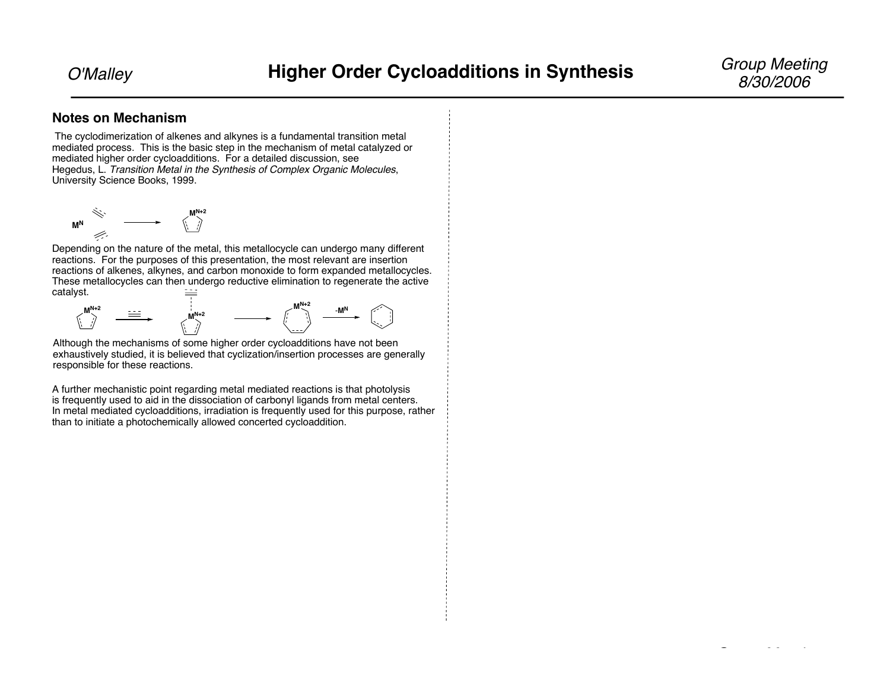## Notes on Mechanism

The cyclodimerization of alkenes and alkynes is a fundamental transition metal mediated process. This is the basic step in the mechanism of metal catalyzed or mediated higher order cycloadditions. For a detailed discussion, see Hegedus, L. *Transition Metal in the Synthesis of Complex Organic Molecules*, University Science Books, 1999.

Depending on the nature of the metal, this metallocycle can undergo many different reactions. For the purposes of this presentation, the most relevant are insertion reactions of alkenes, alkynes, and carbon monoxide to form expanded metallocycles. These metallocycles can then undergo reductive elimination to regenerate the active catalyst.

Although the mechanisms of some higher order cycloadditions have not been exhaustively studied, it is believed that cyclization/insertion processes are generally responsible for these reactions.

A further mechanistic point regarding metal mediated reactions is that photolysis is frequently used to aid in the dissociation of carbonyl ligands from metal centers. In metal mediated cycloadditions, irradiation is frequently used for this purpose, rather than to initiate a photochemically allowed concerted cycloaddition.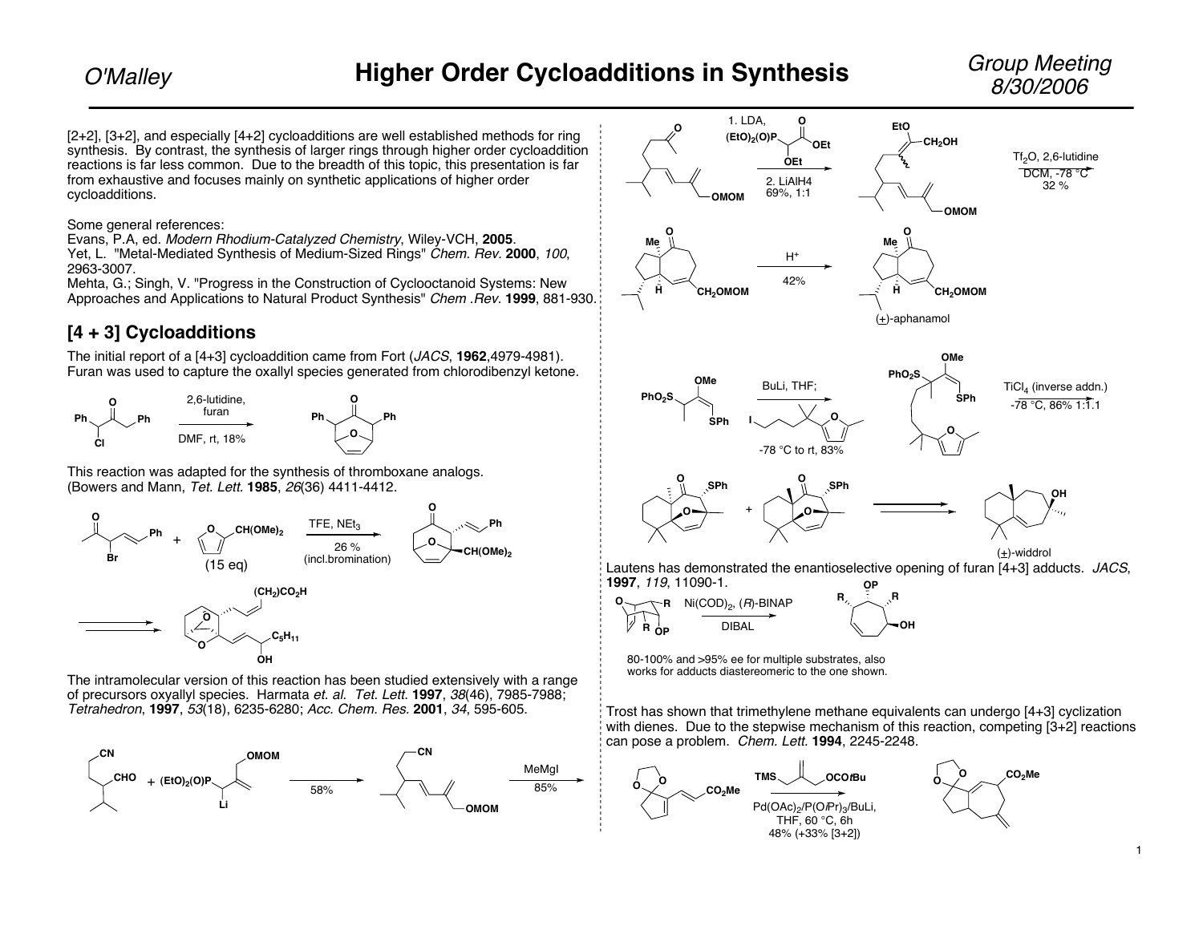[2+2], [3+2], and especially [4+2] cycloadditions are well established methods for ring synthesis. By contrast, the synthesis of larger rings through higher order cycloaddition reactions is far less common. Due to the breadth of this topic, this presentation is far from exhaustive and focuses mainly on synthetic applications of higher order cycloadditions.

Some general references:
Evans, P.A, ed. *Modern Rhodium-Catalyzed Chemistry*, Wiley-VCH, **2005**.
Yet, L. "Metal-Mediated Synthesis of Medium-Sized Rings" *Chem. Rev.* **2000**, *100*, 2963-3007.
Mehta, G.; Singh, V. "Progress in the Construction of Cyclooctanoid Systems: New Approaches and Applications to Natural Product Synthesis" *Chem .Rev.* **1999**, 881-930.

## [4 + 3] Cycloadditions

The initial report of a [4+3] cycloaddition came from Fort (*JACS*, **1962**,4979-4981). Furan was used to capture the oxallyl species generated from chlorodibenzyl ketone.

2,6-lutidine, furan; DMF, rt, 18%

This reaction was adapted for the synthesis of thromboxane analogs. (Bowers and Mann, *Tet. Lett.* **1985**, *26*(36) 4411-4412.

(15 eq); TFE, $NEt_3$; 26 % (incl.bromination); $CH(OMe)_2$; $(CH_2)CO_2H$; $C_5H_{11}$; OH

The intramolecular version of this reaction has been studied extensively with a range of precursors oxyallyl species. Harmata *et. al.* *Tet. Lett.* **1997**, *38*(46), 7985-7988; *Tetrahedron*, **1997**, *53*(18), 6235-6280; *Acc. Chem. Res.* **2001**, *34*, 595-605.

CN; CHO; + $(EtO)_2(O)P$ Li; OMOM; 58%; MeMgI 85%

1. LDA, $(EtO)_2(O)P$–CH(OEt)–$CO_2Et$; 2. $LiAlH_4$ 69%, 1:1; EtO; $CH_2OH$; $Tf_2O$, 2,6-lutidine DCM, -78 °C 32 %

$H^+$ 42%; $CH_2OMOM$; (±)-aphanamol

$PhO_2S$; OMe; SPh; BuLi, THF; I–(furan); -78 °C to rt, 83%; $TiCl_4$ (inverse addn.) -78 °C, 86% 1:1.1

(±)-widdrol

Lautens has demonstrated the enantioselective opening of furan [4+3] adducts. *JACS*, **1997**, *119*, 11090-1.

Ni(COD)$_2$, (*R*)-BINAP; DIBAL

80-100% and >95% ee for multiple substrates, also works for adducts diastereomeric to the one shown.

Trost has shown that trimethylene methane equivalents can undergo [4+3] cyclization with dienes. Due to the stepwise mechanism of this reaction, competing [3+2] reactions can pose a problem. *Chem. Lett.* **1994**, 2245-2248.

TMS, OCO*t*Bu; $Pd(OAc)_2$/P(O*i*Pr)$_3$/BuLi, THF, 60 °C, 6h; 48% (+33% [3+2]); $CO_2Me$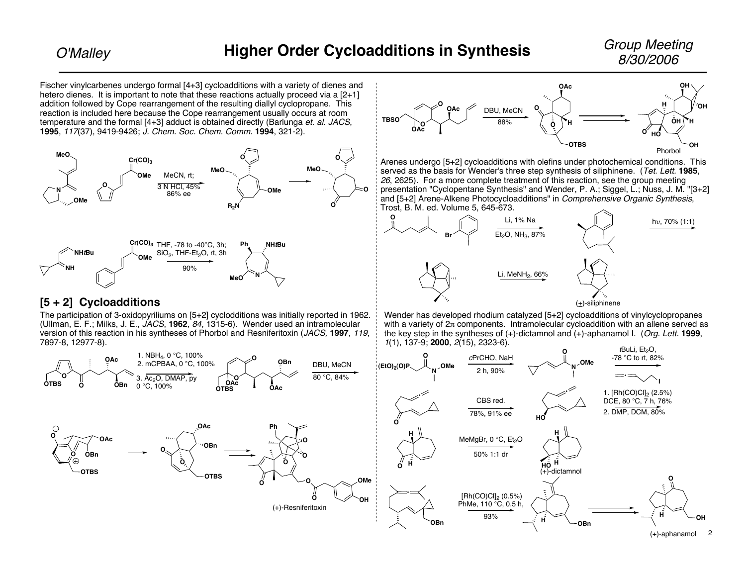Fischer vinylcarbenes undergo formal [4+3] cycloadditions with a variety of dienes and hetero dienes. It is important to note that these reactions actually proceed via a [2+1] addition followed by Cope rearrangement of the resulting diallyl cyclopropane. This reaction is included here because the Cope rearrangement usually occurs at room temperature and the formal [4+3] adduct is obtained directly (Barlunga *et. al. JACS*, **1995**, *117*(37), 9419-9426; *J. Chem. Soc. Chem. Comm.* **1994**, 321-2).

MeCN, rt; 3 N HCl, 45%, 86% ee

THF, -78 to -40°C, 3h; $SiO_2$, THF-$Et_2O$, rt, 3h, 90%

## [5 + 2] Cycloadditions

The participation of 3-oxidopyriliums on [5+2] cyclodditions was initially reported in 1962. (Ullman, E. F.; Milks, J. E., *JACS*, **1962**, *84*, 1315-6). Wender used an intramolecular version of this reaction in his syntheses of Phorbol and Resniferitoxin (*JACS,* **1997**, *119*, 7897-8, 12977-8).

1. $NBH_4$, 0 °C, 100%
2. mCPBAA, 0 °C, 100%
3. $Ac_2O$, DMAP, py 0 °C, 100%

DBU, MeCN 80 °C, 84%

(+)-Resniferitoxin

DBU, MeCN 88%

Phorbol

Arenes undergo [5+2] cycloadditions with olefins under photochemical conditions. This served as the basis for Wender's three step synthesis of siliphinene. (*Tet. Lett.* **1985**, *26*, 2625). For a more complete treatment of this reaction, see the group meeting presentation "Cyclopentane Synthesis" and Wender, P. A.; Siggel, L.; Nuss, J. M. "[3+2] and [5+2] Arene-Alkene Photocycloadditions" in *Comprehensive Organic Synthesis*, Trost, B. M. ed. Volume 5, 645-673.

Li, 1% Na, $Et_2O$, $NH_3$, 87%

hυ, 70% (1:1)

Li, $MeNH_2$, 66%

(±)-siliphinene

Wender has developed rhodium catalyzed [5+2] cycloadditions of vinylcyclopropanes with a variety of 2π components. Intramolecular cycloaddition with an allene served as the key step in the syntheses of (+)-dictamnol and (+)-aphanamol I. (*Org. Lett.* **1999**, *1*(1), 137-9; **2000**, *2*(15), 2323-6).

cPrCHO, NaH 2 h, 90%

tBuLi, $Et_2O$, -78 °C to rt, 82%

CBS red. 78%, 91% ee

1. $[Rh(CO)Cl]_2$ (2.5%) DCE, 80 °C, 7 h, 76%
2. DMP, DCM, 80%

MeMgBr, 0 °C, $Et_2O$ 50% 1:1 dr

(+)-dictamnol

$[Rh(CO)Cl]_2$ (0.5%) PhMe, 110 °C, 0.5 h, 93%

(+)-aphanamol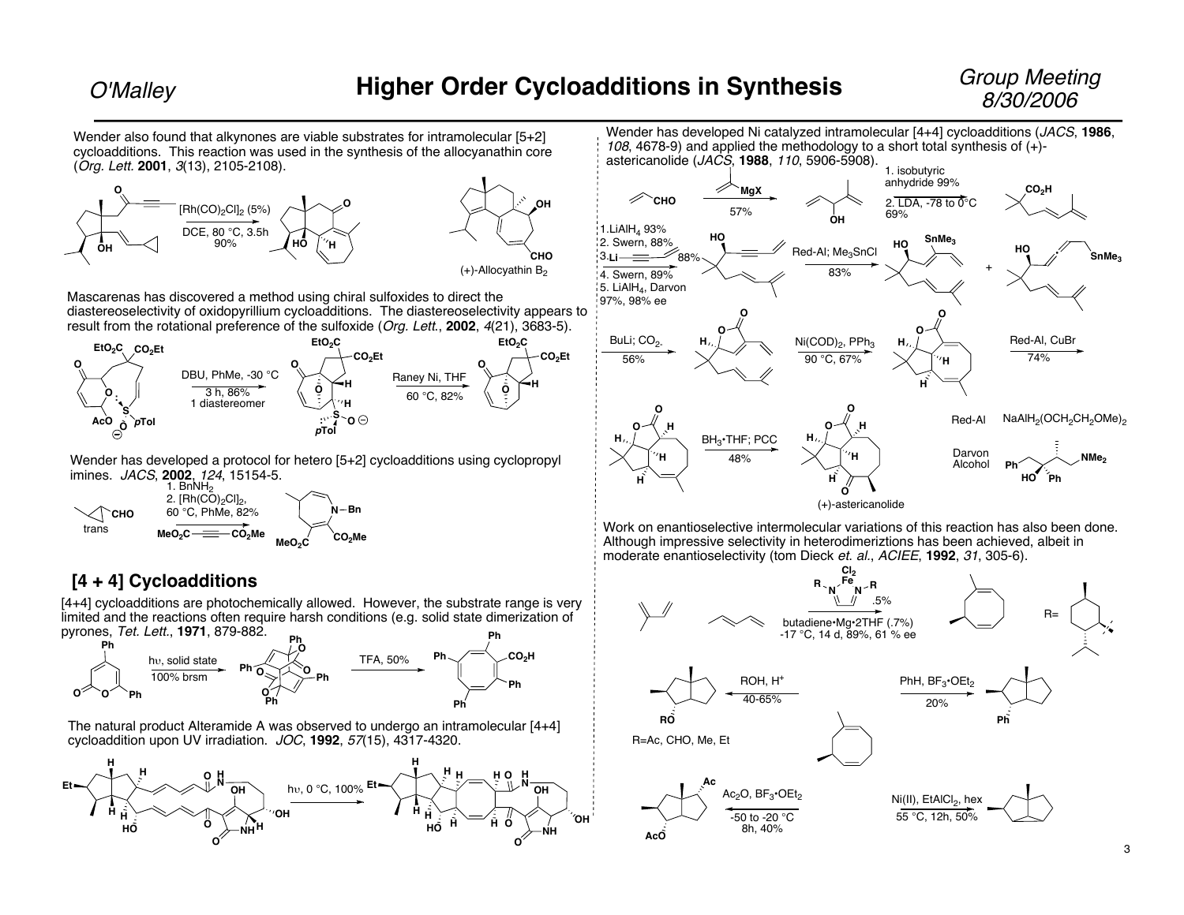Wender also found that alkynones are viable substrates for intramolecular [5+2] cycloadditions. This reaction was used in the synthesis of the allocyanathin core (*Org. Lett.* **2001**, *3*(13), 2105-2108).

$[Rh(CO)_2Cl]_2$ (5%)
DCE, 80 °C, 3.5h
90%

(+)-Allocyathin $B_2$

Mascarenas has discovered a method using chiral sulfoxides to direct the diastereoselectivity of oxidopyrillium cycloadditions. The diastereoselectivity appears to result from the rotational preference of the sulfoxide (*Org. Lett.*, **2002**, *4*(21), 3683-5).

DBU, PhMe, -30 °C
3 h, 86%
1 diastereomer

Raney Ni, THF
60 °C, 82%

Wender has developed a protocol for hetero [5+2] cycloadditions using cyclopropyl imines. *JACS*, **2002**, *124*, 15154-5.

trans

1. $BnNH_2$
2. $[Rh(CO)_2Cl]_2$, 60 °C, PhMe, 82%
$MeO_2C$—≡—$CO_2Me$

## [4 + 4] Cycloadditions

[4+4] cycloadditions are photochemically allowed. However, the substrate range is very limited and the reactions often require harsh conditions (e.g. solid state dimerization of pyrones, *Tet. Lett.*, **1971**, 879-882.

hν, solid state
100% brsm

TFA, 50%

The natural product Alteramide A was observed to undergo an intramolecular [4+4] cycloaddition upon UV irradiation. *JOC*, **1992**, *57*(15), 4317-4320.

hν, 0 °C, 100%

Wender has developed Ni catalyzed intramolecular [4+4] cycloadditions (*JACS*, **1986**, *108*, 4678-9) and applied the methodology to a short total synthesis of (+)-astericanolide (*JACS*, **1988**, *110*, 5906-5908).

MgX, 57%

1. isobutyric anhydride 99%
2. LDA, -78 to 0°C 69%

1. $LiAlH_4$ 93%
2. Swern, 88%
3. Li—≡—, 88%
4. Swern, 89%
5. $LiAlH_4$, Darvon 97%, 98% ee

Red-Al; $Me_3SnCl$
83%

BuLi; $CO_2$.
56%

$Ni(COD)_2$, $PPh_3$
90 °C, 67%

Red-Al, CuBr
74%

$BH_3$•THF; PCC
48%

(+)-astericanolide

Red-Al: $NaAlH_2(OCH_2CH_2OMe)_2$

Darvon Alcohol

Work on enantioselective intermolecular variations of this reaction has also been done. Although impressive selectivity in heterodimeriztions has been achieved, albeit in moderate enantioselectivity (tom Dieck *et. al.*, *ACIEE*, **1992**, *31*, 305-6).

.5%
butadiene•Mg•2THF (.7%)
-17 °C, 14 d, 89%, 61 % ee

R=

ROH, $H^+$
40-65%

R=Ac, CHO, Me, Et

PhH, $BF_3$•$OEt_2$
20%

$Ac_2O$, $BF_3$•$OEt_2$
-50 to -20 °C
8h, 40%

Ni(II), $EtAlCl_2$, hex
55 °C, 12h, 50%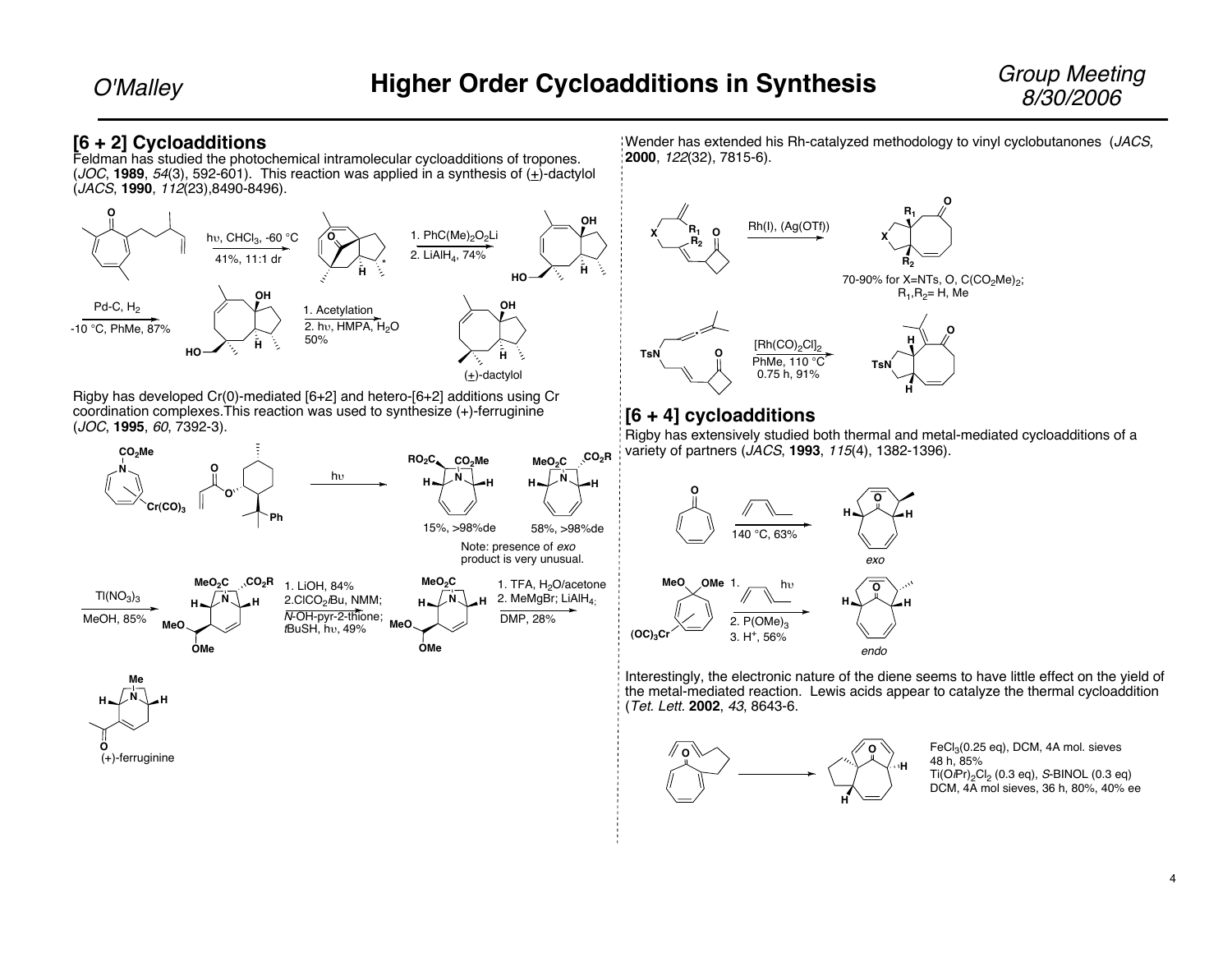## [6 + 2] Cycloadditions

Feldman has studied the photochemical intramolecular cycloadditions of tropones. (*JOC*, **1989**, *54*(3), 592-601). This reaction was applied in a synthesis of (±)-dactylol (*JACS*, **1990**, *112*(23),8490-8496).

hυ, $CHCl_3$, -60 °C; 41%, 11:1 dr

1. $PhC(Me)_2O_2Li$ 2. $LiAlH_4$, 74%

Pd-C, $H_2$; -10 °C, PhMe, 87%

1. Acetylation 2. hυ, HMPA, $H_2O$; 50%

(±)-dactylol

Rigby has developed Cr(0)-mediated [6+2] and hetero-[6+2] additions using Cr coordination complexes.This reaction was used to synthesize (+)-ferruginine (*JOC*, **1995**, *60*, 7392-3).

hυ

15%, >98%de

58%, >98%de

Note: presence of *exo* product is very unusual.

$Tl(NO_3)_3$; MeOH, 85%

1. LiOH, 84% 2. $ClCO_2iBu$, NMM; *N*-OH-pyr-2-thione; *t*BuSH, hυ, 49%

1. TFA, $H_2O$/acetone 2. MeMgBr; $LiAlH_4$; DMP, 28%

(+)-ferruginine

Wender has extended his Rh-catalyzed methodology to vinyl cyclobutanones (*JACS*, **2000**, *122*(32), 7815-6).

Rh(I), (Ag(OTf))

70-90% for X=NTs, O, $C(CO_2Me)_2$; $R_1$,$R_2$= H, Me

$[Rh(CO)_2Cl]_2$; PhMe, 110 °C; 0.75 h, 91%

## [6 + 4] cycloadditions

Rigby has extensively studied both thermal and metal-mediated cycloadditions of a variety of partners (*JACS*, **1993**, *115*(4), 1382-1396).

140 °C, 63%

*exo*

1. hυ 2. $P(OMe)_3$ 3. $H^+$, 56%

*endo*

Interestingly, the electronic nature of the diene seems to have little effect on the yield of the metal-mediated reaction. Lewis acids appear to catalyze the thermal cycloaddition (*Tet. Lett.* **2002**, *43*, 8643-6.

$FeCl_3$(0.25 eq), DCM, 4A mol. sieves; 48 h, 85%

$Ti(OiPr)_2Cl_2$ (0.3 eq), *S*-BINOL (0.3 eq); DCM, 4A mol sieves, 36 h, 80%, 40% ee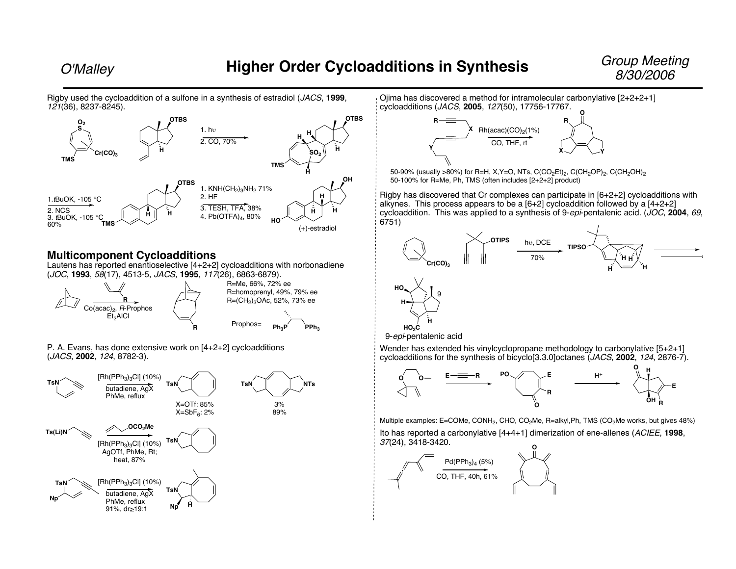Rigby used the cycloaddition of a sulfone in a synthesis of estradiol (*JACS*, **1999**, *121*(36), 8237-8245).

1. hυ
2. CO, 70%

1. *t*BuOK, -105 °C
2. NCS
3. *t*BuOK, -105 °C
60%

1. $KNH(CH_2)_3NH_2$ 71%
2. HF
3. TESH, TFA, 38%
4. $Pb(OTFA)_4$, 80%

(+)-estradiol

## Multicomponent Cycloadditions

Lautens has reported enantioselective [4+2+2] cycloadditions with norbonadiene (*JOC*, **1993**, *58*(17), 4513-5, *JACS,* **1995**, *117*(26), 6863-6879).

$Co(acac)_2$, *R*-Prophos
$Et_2AlCl$

R=Me, 66%, 72% ee
R=homoprenyl, 49%, 79% ee
R=$(CH_2)_3OAc$, 52%, 73% ee

Prophos=

P. A. Evans, has done extensive work on [4+2+2] cycloadditions (*JACS*, **2002**, *124*, 8782-3).

$[Rh(PPh_3)_3Cl]$ (10%)
butadiene, AgX
PhMe, reflux

X=OTf: 85%
X=$SbF_6$: 2%

3%
89%

$[Rh(PPh_3)_3Cl]$ (10%)
AgOTf, PhMe, Rt;
heat, 87%

$[Rh(PPh_3)_3Cl]$ (10%)
butadiene, AgX
PhMe, reflux
91%, dr≥19:1

Ojima has discovered a method for intramolecular carbonylative [2+2+2+1] cycloadditions (*JACS*, **2005**, *127*(50), 17756-17767.

$Rh(acac)(CO)_2$(1%)
CO, THF, rt

50-90% (usually >80%) for R=H, X,Y=O, NTs, $C(CO_2Et)_2$, $C(CH_2OP)_2$, $C(CH_2OH)_2$
50-100% for R=Me, Ph, TMS (often includes [2+2+2] product)

Rigby has discovered that Cr complexes can participate in [6+2+2] cycloadditions with alkynes. This process appears to be a [6+2] cycloaddition followed by a [4+2+2] cycloaddition. This was applied to a synthesis of 9-*epi*-pentalenic acid. (*JOC*, **2004**, *69*, 6751)

hυ, DCE
70%

9-*epi*-pentalenic acid

Wender has extended his vinylcyclopropane methodology to carbonylative [5+2+1] cycloadditions for the synthesis of bicyclo[3.3.0]octanes (*JACS*, **2002**, *124*, 2876-7).

$H^+$

Multiple examples: E=COMe, $CONH_2$, CHO, $CO_2Me$, R=alkyl,Ph, TMS ($CO_2Me$ works, but gives 48%)

Ito has reported a carbonylative [4+4+1] dimerization of ene-allenes (*ACIEE*, **1998**, *37*(24), 3418-3420.

$Pd(PPh_3)_4$ (5%)
CO, THF, 40h, 61%